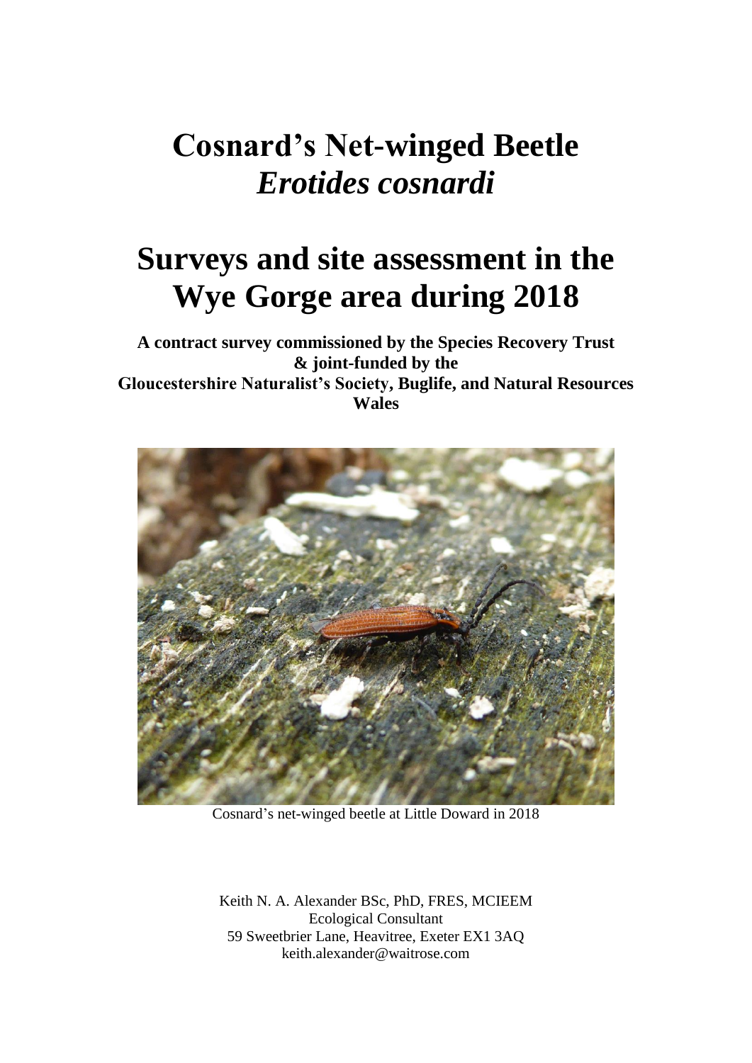# Cosnard's Net-winged Beetle *Erotides cosnardi*

# Surveys and site assessment in the Wye Gorge area during 2018

**A contract survey commissioned by the Species Recovery Trust & joint-funded by the Gloucestershire Naturalist's Society, Buglife, and Natural Resources Wales**

Cosnard's net-winged beetle at Little Doward in 2018

Keith N. A. Alexander BSc, PhD, FRES, MCIEEM
Ecological Consultant
59 Sweetbrier Lane, Heavitree, Exeter EX1 3AQ
keith.alexander@waitrose.com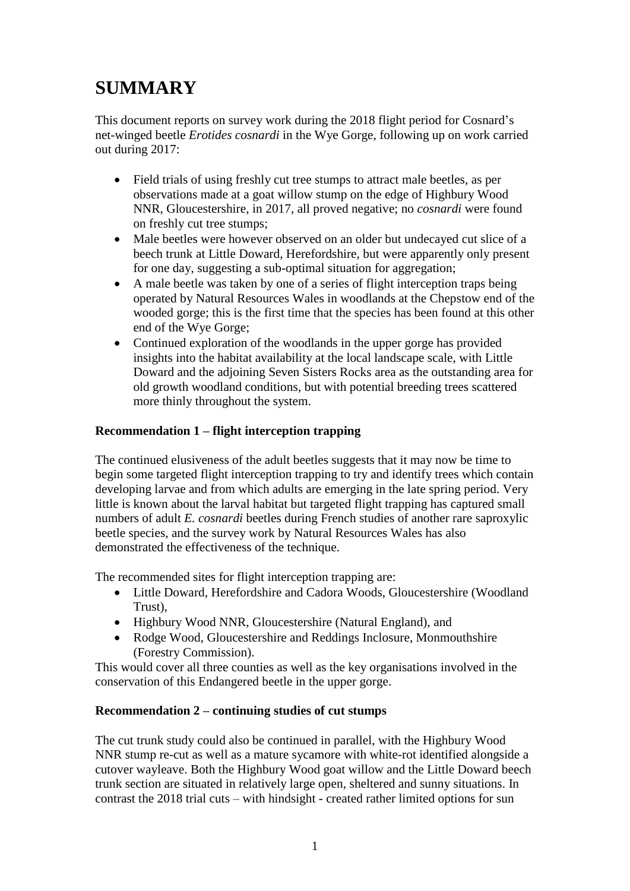# SUMMARY

This document reports on survey work during the 2018 flight period for Cosnard's net-winged beetle *Erotides cosnardi* in the Wye Gorge, following up on work carried out during 2017:

- Field trials of using freshly cut tree stumps to attract male beetles, as per observations made at a goat willow stump on the edge of Highbury Wood NNR, Gloucestershire, in 2017, all proved negative; no *cosnardi* were found on freshly cut tree stumps;
- Male beetles were however observed on an older but undecayed cut slice of a beech trunk at Little Doward, Herefordshire, but were apparently only present for one day, suggesting a sub-optimal situation for aggregation;
- A male beetle was taken by one of a series of flight interception traps being operated by Natural Resources Wales in woodlands at the Chepstow end of the wooded gorge; this is the first time that the species has been found at this other end of the Wye Gorge;
- Continued exploration of the woodlands in the upper gorge has provided insights into the habitat availability at the local landscape scale, with Little Doward and the adjoining Seven Sisters Rocks area as the outstanding area for old growth woodland conditions, but with potential breeding trees scattered more thinly throughout the system.

**Recommendation 1 – flight interception trapping**

The continued elusiveness of the adult beetles suggests that it may now be time to begin some targeted flight interception trapping to try and identify trees which contain developing larvae and from which adults are emerging in the late spring period. Very little is known about the larval habitat but targeted flight trapping has captured small numbers of adult *E. cosnardi* beetles during French studies of another rare saproxylic beetle species, and the survey work by Natural Resources Wales has also demonstrated the effectiveness of the technique.

The recommended sites for flight interception trapping are:

- Little Doward, Herefordshire and Cadora Woods, Gloucestershire (Woodland Trust),
- Highbury Wood NNR, Gloucestershire (Natural England), and
- Rodge Wood, Gloucestershire and Reddings Inclosure, Monmouthshire (Forestry Commission).

This would cover all three counties as well as the key organisations involved in the conservation of this Endangered beetle in the upper gorge.

**Recommendation 2 – continuing studies of cut stumps**

The cut trunk study could also be continued in parallel, with the Highbury Wood NNR stump re-cut as well as a mature sycamore with white-rot identified alongside a cutover wayleave. Both the Highbury Wood goat willow and the Little Doward beech trunk section are situated in relatively large open, sheltered and sunny situations. In contrast the 2018 trial cuts – with hindsight - created rather limited options for sun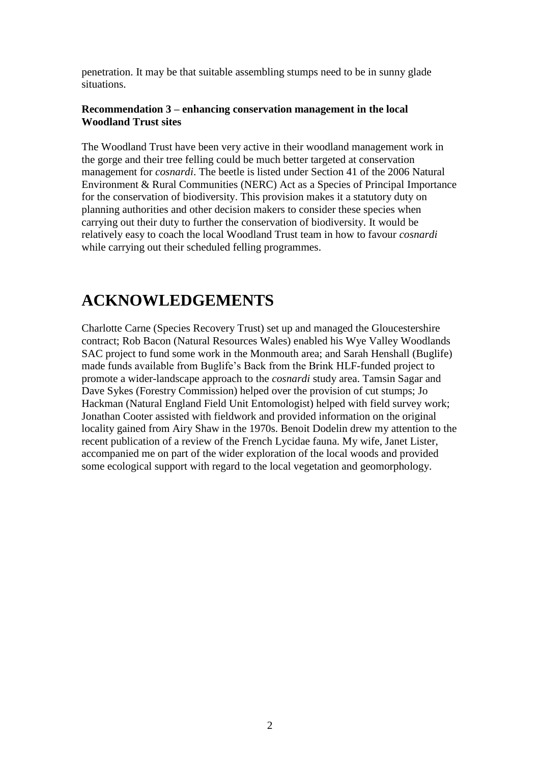penetration. It may be that suitable assembling stumps need to be in sunny glade situations.

**Recommendation 3 – enhancing conservation management in the local Woodland Trust sites**

The Woodland Trust have been very active in their woodland management work in the gorge and their tree felling could be much better targeted at conservation management for *cosnardi*. The beetle is listed under Section 41 of the 2006 Natural Environment & Rural Communities (NERC) Act as a Species of Principal Importance for the conservation of biodiversity. This provision makes it a statutory duty on planning authorities and other decision makers to consider these species when carrying out their duty to further the conservation of biodiversity. It would be relatively easy to coach the local Woodland Trust team in how to favour *cosnardi* while carrying out their scheduled felling programmes.

# ACKNOWLEDGEMENTS

Charlotte Carne (Species Recovery Trust) set up and managed the Gloucestershire contract; Rob Bacon (Natural Resources Wales) enabled his Wye Valley Woodlands SAC project to fund some work in the Monmouth area; and Sarah Henshall (Buglife) made funds available from Buglife's Back from the Brink HLF-funded project to promote a wider-landscape approach to the *cosnardi* study area. Tamsin Sagar and Dave Sykes (Forestry Commission) helped over the provision of cut stumps; Jo Hackman (Natural England Field Unit Entomologist) helped with field survey work; Jonathan Cooter assisted with fieldwork and provided information on the original locality gained from Airy Shaw in the 1970s. Benoit Dodelin drew my attention to the recent publication of a review of the French Lycidae fauna. My wife, Janet Lister, accompanied me on part of the wider exploration of the local woods and provided some ecological support with regard to the local vegetation and geomorphology.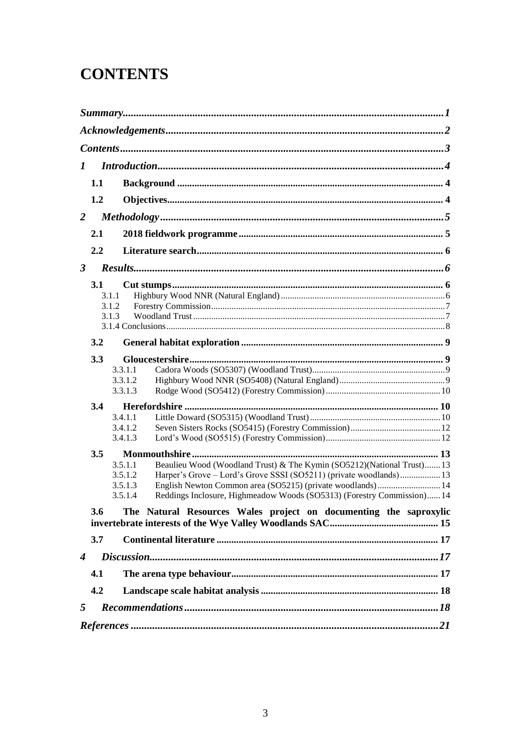# CONTENTS

*Summary* ........................................................................................................................ *1*

*Acknowledgements* ........................................................................................................ *2*

*Contents* ........................................................................................................................ *3*

*1 Introduction* ............................................................................................................. *4*

- **1.1 Background** ........................................................................................................ 4
- **1.2 Objectives** .......................................................................................................... 4

*2 Methodology* ............................................................................................................ *5*

- **2.1 2018 fieldwork programme** ................................................................................ 5
- **2.2 Literature search** ................................................................................................ 6

*3 Results* ........................................................................................................................ *6*

- **3.1 Cut stumps** ......................................................................................................... 6
  - 3.1.1 Highbury Wood NNR (Natural England) ........................................................ 6
  - 3.1.2 Forestry Commission ........................................................................................ 7
  - 3.1.3 Woodland Trust ................................................................................................. 7
  - 3.1.4 Conclusions ....................................................................................................... 8
- **3.2 General habitat exploration** ................................................................................ 9
- **3.3 Gloucestershire** ................................................................................................... 9
  - 3.3.1.1 Cadora Woods (SO5307) (Woodland Trust) .............................................. 9
  - 3.3.1.2 Highbury Wood NNR (SO5408) (Natural England) ................................... 9
  - 3.3.1.3 Rodge Wood (SO5412) (Forestry Commission) ........................................ 10
- **3.4 Herefordshire** ..................................................................................................... 10
  - 3.4.1.1 Little Doward (SO5315) (Woodland Trust) ................................................ 10
  - 3.4.1.2 Seven Sisters Rocks (SO5415) (Forestry Commission) ............................... 12
  - 3.4.1.3 Lord's Wood (SO5515) (Forestry Commission) .......................................... 12
- **3.5 Monmouthshire** .................................................................................................. 13
  - 3.5.1.1 Beaulieu Wood (Woodland Trust) & The Kymin (SO5212)(National Trust) ....... 13
  - 3.5.1.2 Harper's Grove – Lord's Grove SSSI (SO5211) (private woodlands) ............ 13
  - 3.5.1.3 English Newton Common area (SO5215) (private woodlands) ..................... 14
  - 3.5.1.4 Reddings Inclosure, Highmeadow Woods (SO5313) (Forestry Commission) ...... 14
- **3.6 The Natural Resources Wales project on documenting the saproxylic invertebrate interests of the Wye Valley Woodlands SAC** ............................................ 15
- **3.7 Continental literature** ........................................................................................ 17

*4 Discussion* ................................................................................................................ *17*

- **4.1 The arena type behaviour** .................................................................................. 17
- **4.2 Landscape scale habitat analysis** ...................................................................... 18

*5 Recommendations* .................................................................................................. *18*

*References* ................................................................................................................... *21*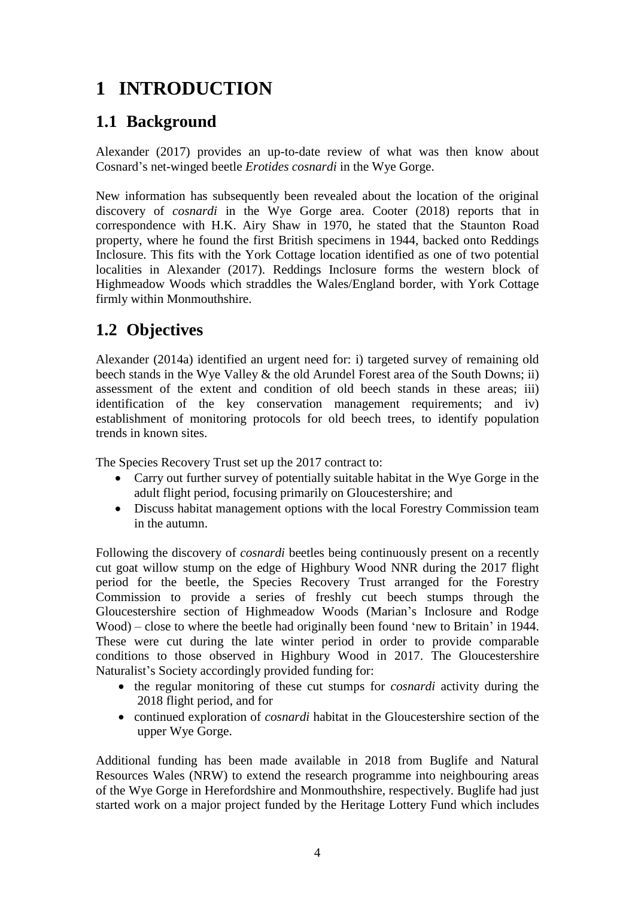# 1 INTRODUCTION

## 1.1 Background

Alexander (2017) provides an up-to-date review of what was then know about Cosnard's net-winged beetle *Erotides cosnardi* in the Wye Gorge.

New information has subsequently been revealed about the location of the original discovery of *cosnardi* in the Wye Gorge area. Cooter (2018) reports that in correspondence with H.K. Airy Shaw in 1970, he stated that the Staunton Road property, where he found the first British specimens in 1944, backed onto Reddings Inclosure. This fits with the York Cottage location identified as one of two potential localities in Alexander (2017). Reddings Inclosure forms the western block of Highmeadow Woods which straddles the Wales/England border, with York Cottage firmly within Monmouthshire.

## 1.2 Objectives

Alexander (2014a) identified an urgent need for: i) targeted survey of remaining old beech stands in the Wye Valley & the old Arundel Forest area of the South Downs; ii) assessment of the extent and condition of old beech stands in these areas; iii) identification of the key conservation management requirements; and iv) establishment of monitoring protocols for old beech trees, to identify population trends in known sites.

The Species Recovery Trust set up the 2017 contract to:

- Carry out further survey of potentially suitable habitat in the Wye Gorge in the adult flight period, focusing primarily on Gloucestershire; and
- Discuss habitat management options with the local Forestry Commission team in the autumn.

Following the discovery of *cosnardi* beetles being continuously present on a recently cut goat willow stump on the edge of Highbury Wood NNR during the 2017 flight period for the beetle, the Species Recovery Trust arranged for the Forestry Commission to provide a series of freshly cut beech stumps through the Gloucestershire section of Highmeadow Woods (Marian's Inclosure and Rodge Wood) – close to where the beetle had originally been found 'new to Britain' in 1944. These were cut during the late winter period in order to provide comparable conditions to those observed in Highbury Wood in 2017. The Gloucestershire Naturalist's Society accordingly provided funding for:

- the regular monitoring of these cut stumps for *cosnardi* activity during the 2018 flight period, and for
- continued exploration of *cosnardi* habitat in the Gloucestershire section of the upper Wye Gorge.

Additional funding has been made available in 2018 from Buglife and Natural Resources Wales (NRW) to extend the research programme into neighbouring areas of the Wye Gorge in Herefordshire and Monmouthshire, respectively. Buglife had just started work on a major project funded by the Heritage Lottery Fund which includes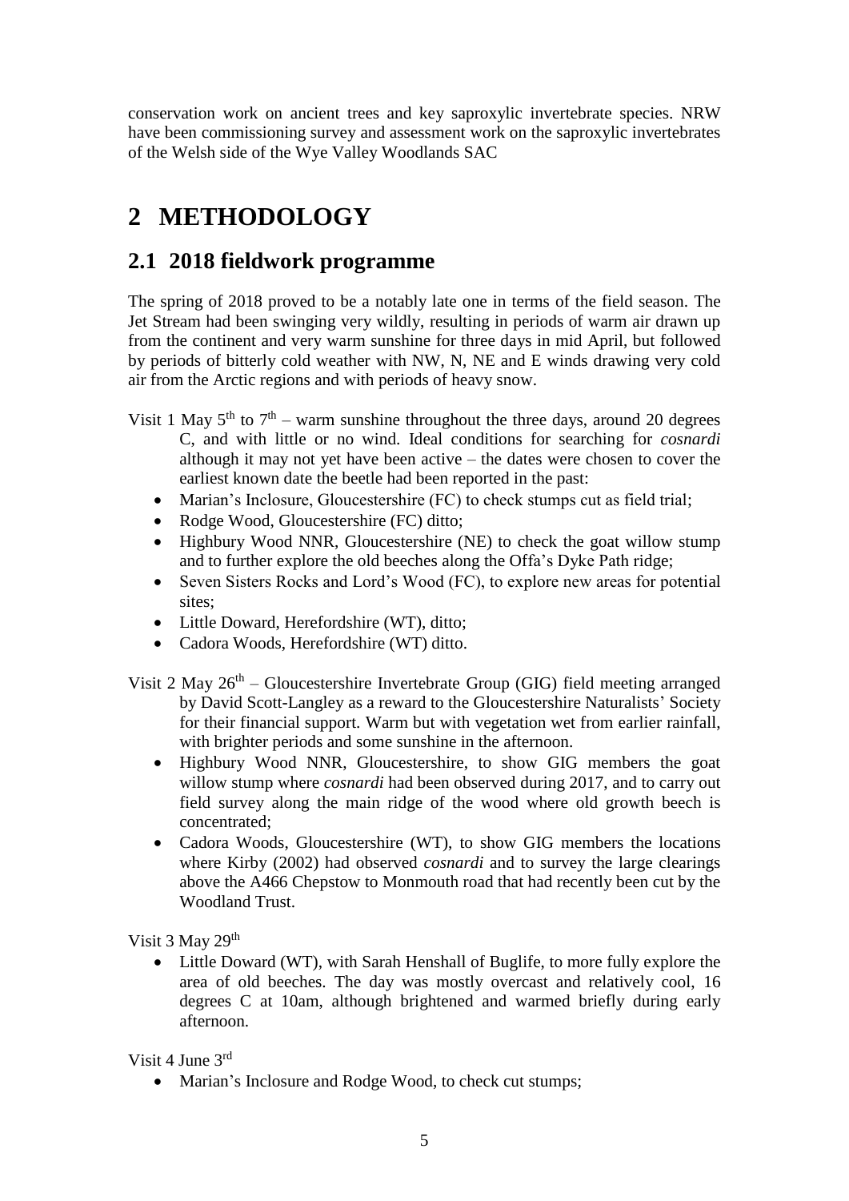conservation work on ancient trees and key saproxylic invertebrate species. NRW have been commissioning survey and assessment work on the saproxylic invertebrates of the Welsh side of the Wye Valley Woodlands SAC

# 2 METHODOLOGY

## 2.1 2018 fieldwork programme

The spring of 2018 proved to be a notably late one in terms of the field season. The Jet Stream had been swinging very wildly, resulting in periods of warm air drawn up from the continent and very warm sunshine for three days in mid April, but followed by periods of bitterly cold weather with NW, N, NE and E winds drawing very cold air from the Arctic regions and with periods of heavy snow.

Visit 1 May 5th to 7th – warm sunshine throughout the three days, around 20 degrees C, and with little or no wind. Ideal conditions for searching for *cosnardi* although it may not yet have been active – the dates were chosen to cover the earliest known date the beetle had been reported in the past:

- Marian's Inclosure, Gloucestershire (FC) to check stumps cut as field trial;
- Rodge Wood, Gloucestershire (FC) ditto;
- Highbury Wood NNR, Gloucestershire (NE) to check the goat willow stump and to further explore the old beeches along the Offa's Dyke Path ridge;
- Seven Sisters Rocks and Lord's Wood (FC), to explore new areas for potential sites;
- Little Doward, Herefordshire (WT), ditto;
- Cadora Woods, Herefordshire (WT) ditto.

Visit 2 May 26th – Gloucestershire Invertebrate Group (GIG) field meeting arranged by David Scott-Langley as a reward to the Gloucestershire Naturalists' Society for their financial support. Warm but with vegetation wet from earlier rainfall, with brighter periods and some sunshine in the afternoon.

- Highbury Wood NNR, Gloucestershire, to show GIG members the goat willow stump where *cosnardi* had been observed during 2017, and to carry out field survey along the main ridge of the wood where old growth beech is concentrated;
- Cadora Woods, Gloucestershire (WT), to show GIG members the locations where Kirby (2002) had observed *cosnardi* and to survey the large clearings above the A466 Chepstow to Monmouth road that had recently been cut by the Woodland Trust.

Visit 3 May 29th

- Little Doward (WT), with Sarah Henshall of Buglife, to more fully explore the area of old beeches. The day was mostly overcast and relatively cool, 16 degrees C at 10am, although brightened and warmed briefly during early afternoon.

Visit 4 June 3rd

- Marian's Inclosure and Rodge Wood, to check cut stumps;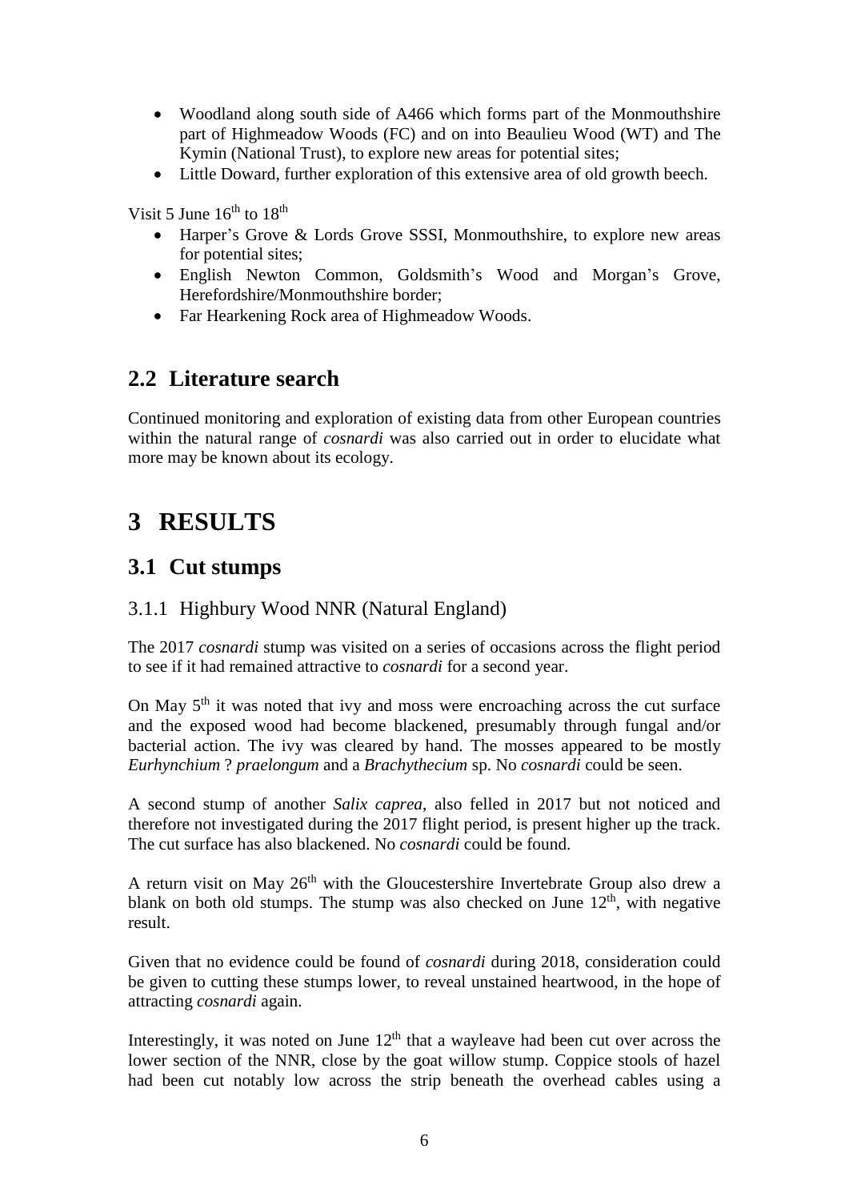- Woodland along south side of A466 which forms part of the Monmouthshire part of Highmeadow Woods (FC) and on into Beaulieu Wood (WT) and The Kymin (National Trust), to explore new areas for potential sites;
- Little Doward, further exploration of this extensive area of old growth beech.

Visit 5 June 16th to 18th

- Harper's Grove & Lords Grove SSSI, Monmouthshire, to explore new areas for potential sites;
- English Newton Common, Goldsmith's Wood and Morgan's Grove, Herefordshire/Monmouthshire border;
- Far Hearkening Rock area of Highmeadow Woods.

## 2.2 Literature search

Continued monitoring and exploration of existing data from other European countries within the natural range of *cosnardi* was also carried out in order to elucidate what more may be known about its ecology.

# 3 RESULTS

## 3.1 Cut stumps

### 3.1.1 Highbury Wood NNR (Natural England)

The 2017 *cosnardi* stump was visited on a series of occasions across the flight period to see if it had remained attractive to *cosnardi* for a second year.

On May 5th it was noted that ivy and moss were encroaching across the cut surface and the exposed wood had become blackened, presumably through fungal and/or bacterial action. The ivy was cleared by hand. The mosses appeared to be mostly *Eurhynchium* ? *praelongum* and a *Brachythecium* sp. No *cosnardi* could be seen.

A second stump of another *Salix caprea*, also felled in 2017 but not noticed and therefore not investigated during the 2017 flight period, is present higher up the track. The cut surface has also blackened. No *cosnardi* could be found.

A return visit on May 26th with the Gloucestershire Invertebrate Group also drew a blank on both old stumps. The stump was also checked on June 12th, with negative result.

Given that no evidence could be found of *cosnardi* during 2018, consideration could be given to cutting these stumps lower, to reveal unstained heartwood, in the hope of attracting *cosnardi* again.

Interestingly, it was noted on June 12th that a wayleave had been cut over across the lower section of the NNR, close by the goat willow stump. Coppice stools of hazel had been cut notably low across the strip beneath the overhead cables using a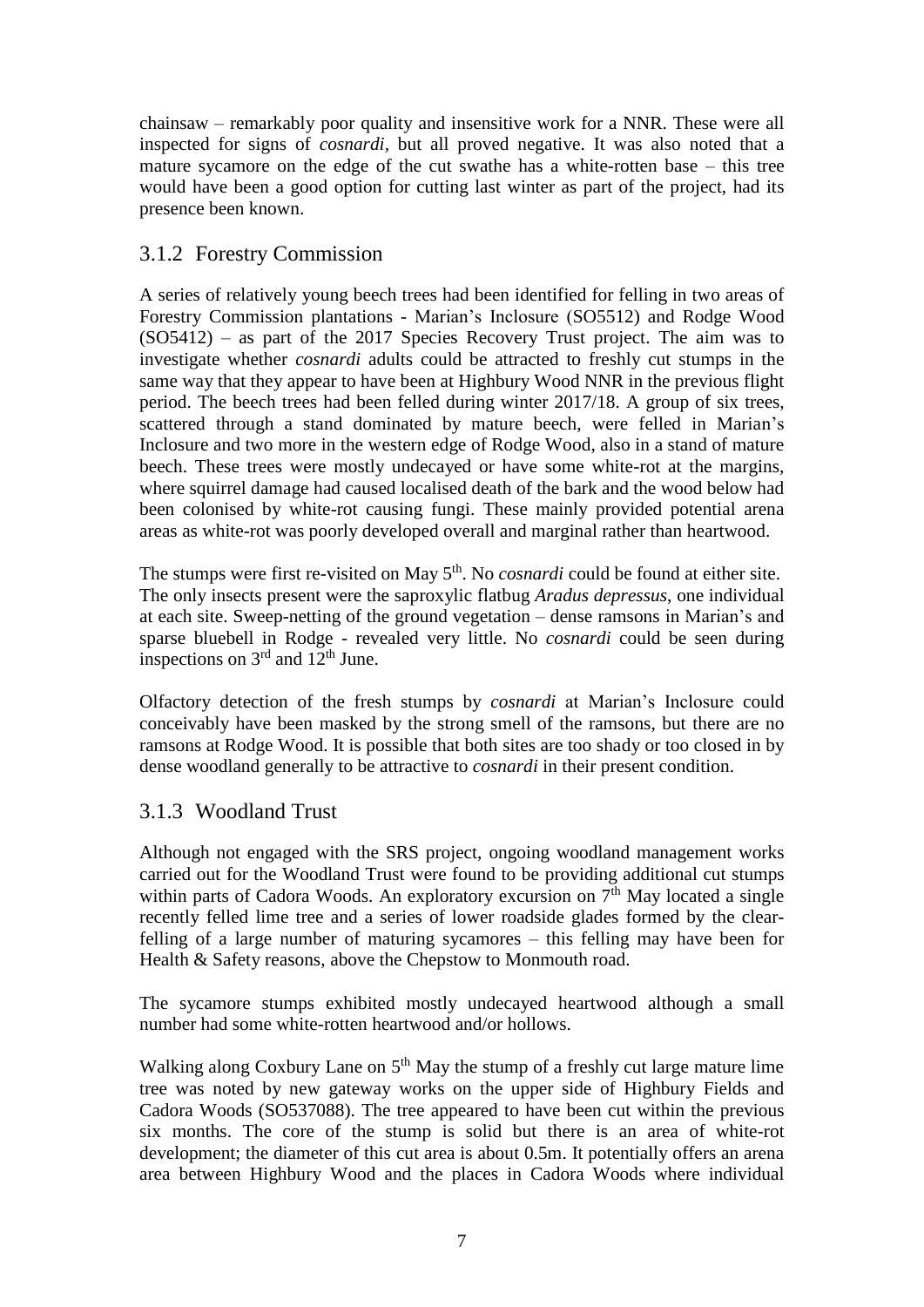chainsaw – remarkably poor quality and insensitive work for a NNR. These were all inspected for signs of *cosnardi*, but all proved negative. It was also noted that a mature sycamore on the edge of the cut swathe has a white-rotten base – this tree would have been a good option for cutting last winter as part of the project, had its presence been known.

### 3.1.2 Forestry Commission

A series of relatively young beech trees had been identified for felling in two areas of Forestry Commission plantations - Marian's Inclosure (SO5512) and Rodge Wood (SO5412) – as part of the 2017 Species Recovery Trust project. The aim was to investigate whether *cosnardi* adults could be attracted to freshly cut stumps in the same way that they appear to have been at Highbury Wood NNR in the previous flight period. The beech trees had been felled during winter 2017/18. A group of six trees, scattered through a stand dominated by mature beech, were felled in Marian's Inclosure and two more in the western edge of Rodge Wood, also in a stand of mature beech. These trees were mostly undecayed or have some white-rot at the margins, where squirrel damage had caused localised death of the bark and the wood below had been colonised by white-rot causing fungi. These mainly provided potential arena areas as white-rot was poorly developed overall and marginal rather than heartwood.

The stumps were first re-visited on May 5th. No *cosnardi* could be found at either site. The only insects present were the saproxylic flatbug *Aradus depressus*, one individual at each site. Sweep-netting of the ground vegetation – dense ramsons in Marian's and sparse bluebell in Rodge - revealed very little. No *cosnardi* could be seen during inspections on 3rd and 12th June.

Olfactory detection of the fresh stumps by *cosnardi* at Marian's Inclosure could conceivably have been masked by the strong smell of the ramsons, but there are no ramsons at Rodge Wood. It is possible that both sites are too shady or too closed in by dense woodland generally to be attractive to *cosnardi* in their present condition.

### 3.1.3 Woodland Trust

Although not engaged with the SRS project, ongoing woodland management works carried out for the Woodland Trust were found to be providing additional cut stumps within parts of Cadora Woods. An exploratory excursion on 7th May located a single recently felled lime tree and a series of lower roadside glades formed by the clear-felling of a large number of maturing sycamores – this felling may have been for Health & Safety reasons, above the Chepstow to Monmouth road.

The sycamore stumps exhibited mostly undecayed heartwood although a small number had some white-rotten heartwood and/or hollows.

Walking along Coxbury Lane on 5th May the stump of a freshly cut large mature lime tree was noted by new gateway works on the upper side of Highbury Fields and Cadora Woods (SO537088). The tree appeared to have been cut within the previous six months. The core of the stump is solid but there is an area of white-rot development; the diameter of this cut area is about 0.5m. It potentially offers an arena area between Highbury Wood and the places in Cadora Woods where individual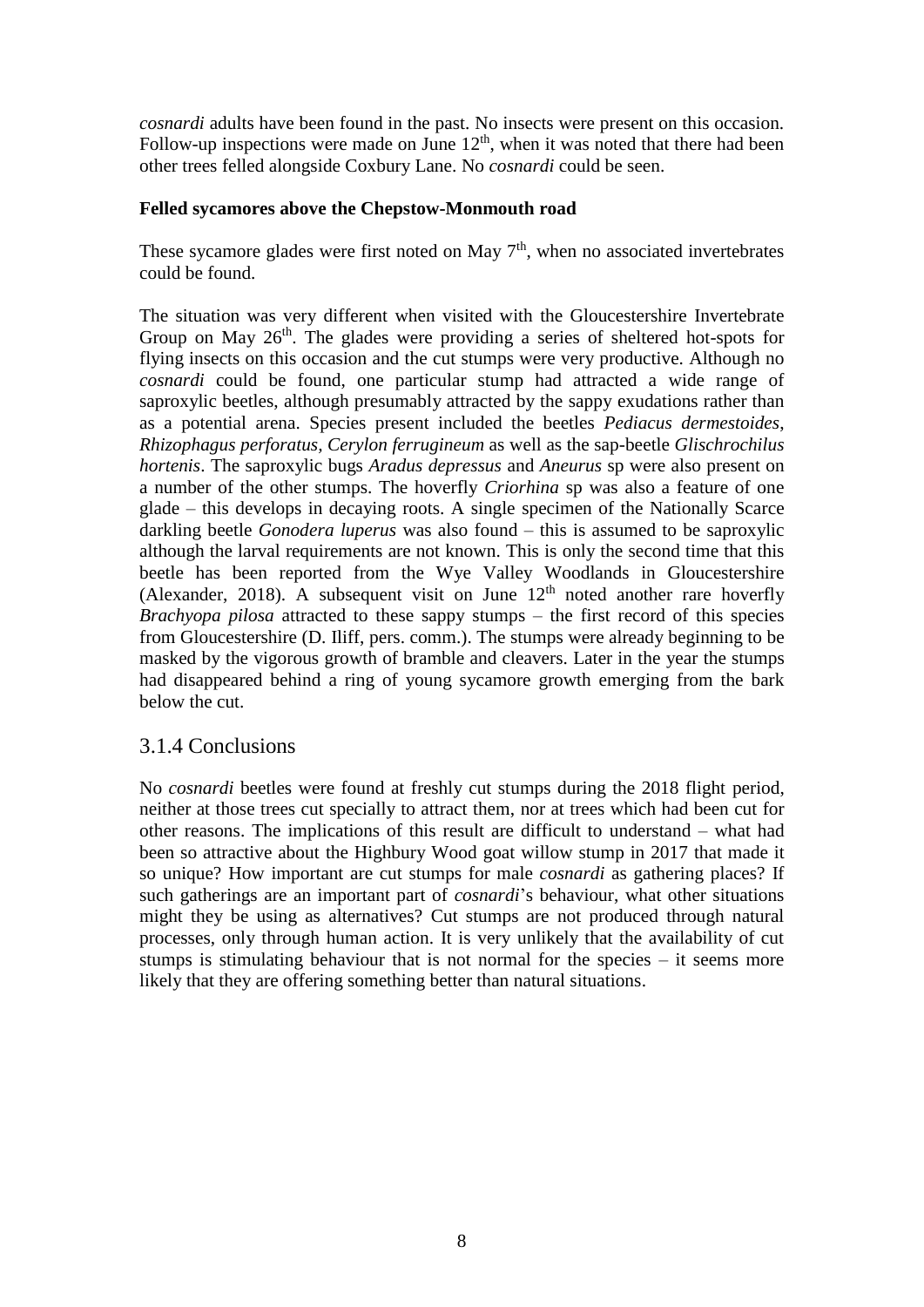*cosnardi* adults have been found in the past. No insects were present on this occasion. Follow-up inspections were made on June 12$^{th}$, when it was noted that there had been other trees felled alongside Coxbury Lane. No *cosnardi* could be seen.

**Felled sycamores above the Chepstow-Monmouth road**

These sycamore glades were first noted on May 7$^{th}$, when no associated invertebrates could be found.

The situation was very different when visited with the Gloucestershire Invertebrate Group on May 26$^{th}$. The glades were providing a series of sheltered hot-spots for flying insects on this occasion and the cut stumps were very productive. Although no *cosnardi* could be found, one particular stump had attracted a wide range of saproxylic beetles, although presumably attracted by the sappy exudations rather than as a potential arena. Species present included the beetles *Pediacus dermestoides*, *Rhizophagus perforatus*, *Cerylon ferrugineum* as well as the sap-beetle *Glischrochilus hortenis*. The saproxylic bugs *Aradus depressus* and *Aneurus* sp were also present on a number of the other stumps. The hoverfly *Criorhina* sp was also a feature of one glade – this develops in decaying roots. A single specimen of the Nationally Scarce darkling beetle *Gonodera luperus* was also found – this is assumed to be saproxylic although the larval requirements are not known. This is only the second time that this beetle has been reported from the Wye Valley Woodlands in Gloucestershire (Alexander, 2018). A subsequent visit on June 12$^{th}$ noted another rare hoverfly *Brachyopa pilosa* attracted to these sappy stumps – the first record of this species from Gloucestershire (D. Iliff, pers. comm.). The stumps were already beginning to be masked by the vigorous growth of bramble and cleavers. Later in the year the stumps had disappeared behind a ring of young sycamore growth emerging from the bark below the cut.

### 3.1.4 Conclusions

No *cosnardi* beetles were found at freshly cut stumps during the 2018 flight period, neither at those trees cut specially to attract them, nor at trees which had been cut for other reasons. The implications of this result are difficult to understand – what had been so attractive about the Highbury Wood goat willow stump in 2017 that made it so unique? How important are cut stumps for male *cosnardi* as gathering places? If such gatherings are an important part of *cosnardi*'s behaviour, what other situations might they be using as alternatives? Cut stumps are not produced through natural processes, only through human action. It is very unlikely that the availability of cut stumps is stimulating behaviour that is not normal for the species – it seems more likely that they are offering something better than natural situations.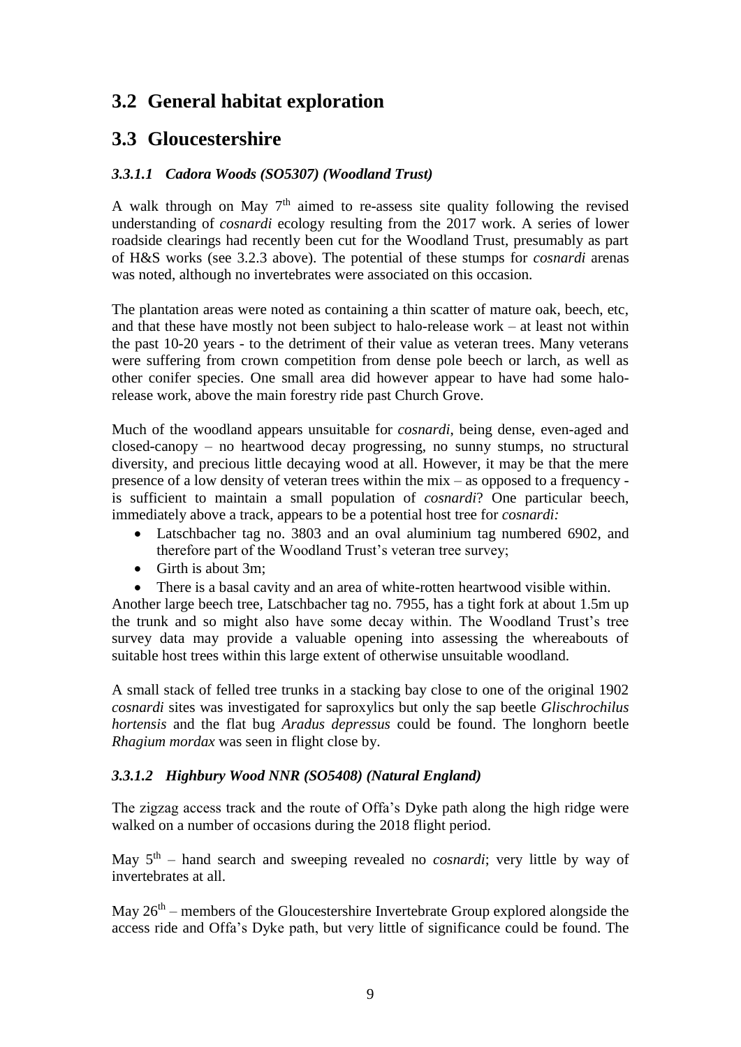## 3.2 General habitat exploration

## 3.3 Gloucestershire

#### *3.3.1.1 Cadora Woods (SO5307) (Woodland Trust)*

A walk through on May 7th aimed to re-assess site quality following the revised understanding of *cosnardi* ecology resulting from the 2017 work. A series of lower roadside clearings had recently been cut for the Woodland Trust, presumably as part of H&S works (see 3.2.3 above). The potential of these stumps for *cosnardi* arenas was noted, although no invertebrates were associated on this occasion.

The plantation areas were noted as containing a thin scatter of mature oak, beech, etc, and that these have mostly not been subject to halo-release work – at least not within the past 10-20 years - to the detriment of their value as veteran trees. Many veterans were suffering from crown competition from dense pole beech or larch, as well as other conifer species. One small area did however appear to have had some halo-release work, above the main forestry ride past Church Grove.

Much of the woodland appears unsuitable for *cosnardi*, being dense, even-aged and closed-canopy – no heartwood decay progressing, no sunny stumps, no structural diversity, and precious little decaying wood at all. However, it may be that the mere presence of a low density of veteran trees within the mix – as opposed to a frequency - is sufficient to maintain a small population of *cosnardi*? One particular beech, immediately above a track, appears to be a potential host tree for *cosnardi:*

- Latschbacher tag no. 3803 and an oval aluminium tag numbered 6902, and therefore part of the Woodland Trust's veteran tree survey;
- Girth is about 3m;
- There is a basal cavity and an area of white-rotten heartwood visible within.

Another large beech tree, Latschbacher tag no. 7955, has a tight fork at about 1.5m up the trunk and so might also have some decay within. The Woodland Trust's tree survey data may provide a valuable opening into assessing the whereabouts of suitable host trees within this large extent of otherwise unsuitable woodland.

A small stack of felled tree trunks in a stacking bay close to one of the original 1902 *cosnardi* sites was investigated for saproxylics but only the sap beetle *Glischrochilus hortensis* and the flat bug *Aradus depressus* could be found. The longhorn beetle *Rhagium mordax* was seen in flight close by.

#### *3.3.1.2 Highbury Wood NNR (SO5408) (Natural England)*

The zigzag access track and the route of Offa's Dyke path along the high ridge were walked on a number of occasions during the 2018 flight period.

May 5th – hand search and sweeping revealed no *cosnardi*; very little by way of invertebrates at all.

May 26th – members of the Gloucestershire Invertebrate Group explored alongside the access ride and Offa's Dyke path, but very little of significance could be found. The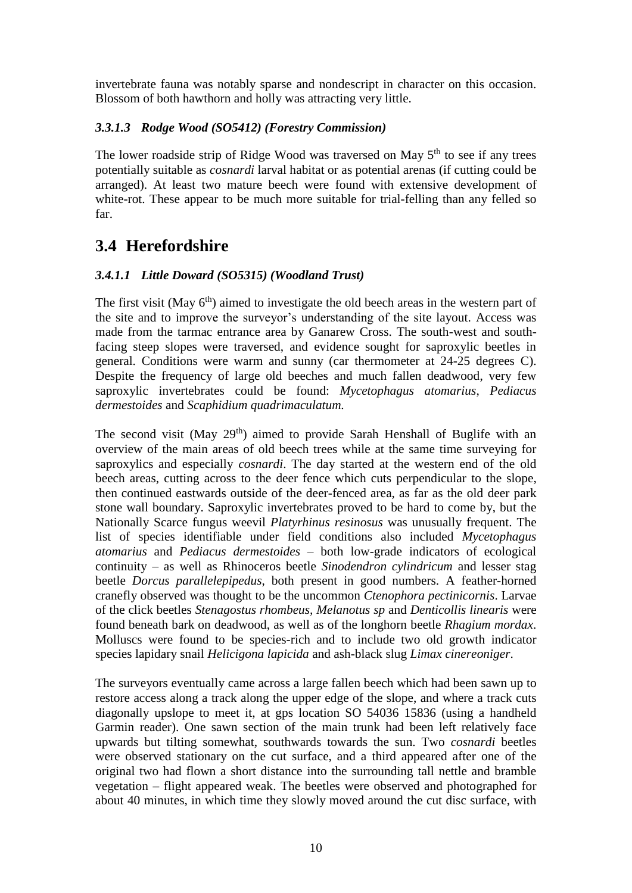invertebrate fauna was notably sparse and nondescript in character on this occasion. Blossom of both hawthorn and holly was attracting very little.

#### *3.3.1.3 Rodge Wood (SO5412) (Forestry Commission)*

The lower roadside strip of Ridge Wood was traversed on May 5th to see if any trees potentially suitable as *cosnardi* larval habitat or as potential arenas (if cutting could be arranged). At least two mature beech were found with extensive development of white-rot. These appear to be much more suitable for trial-felling than any felled so far.

## 3.4 Herefordshire

#### *3.4.1.1 Little Doward (SO5315) (Woodland Trust)*

The first visit (May 6th) aimed to investigate the old beech areas in the western part of the site and to improve the surveyor's understanding of the site layout. Access was made from the tarmac entrance area by Ganarew Cross. The south-west and south-facing steep slopes were traversed, and evidence sought for saproxylic beetles in general. Conditions were warm and sunny (car thermometer at 24-25 degrees C). Despite the frequency of large old beeches and much fallen deadwood, very few saproxylic invertebrates could be found: *Mycetophagus atomarius*, *Pediacus dermestoides* and *Scaphidium quadrimaculatum.*

The second visit (May 29th) aimed to provide Sarah Henshall of Buglife with an overview of the main areas of old beech trees while at the same time surveying for saproxylics and especially *cosnardi*. The day started at the western end of the old beech areas, cutting across to the deer fence which cuts perpendicular to the slope, then continued eastwards outside of the deer-fenced area, as far as the old deer park stone wall boundary. Saproxylic invertebrates proved to be hard to come by, but the Nationally Scarce fungus weevil *Platyrhinus resinosus* was unusually frequent. The list of species identifiable under field conditions also included *Mycetophagus atomarius* and *Pediacus dermestoides* – both low-grade indicators of ecological continuity – as well as Rhinoceros beetle *Sinodendron cylindricum* and lesser stag beetle *Dorcus parallelepipedus*, both present in good numbers. A feather-horned cranefly observed was thought to be the uncommon *Ctenophora pectinicornis*. Larvae of the click beetles *Stenagostus rhombeus, Melanotus sp* and *Denticollis linearis* were found beneath bark on deadwood, as well as of the longhorn beetle *Rhagium mordax*. Molluscs were found to be species-rich and to include two old growth indicator species lapidary snail *Helicigona lapicida* and ash-black slug *Limax cinereoniger*.

The surveyors eventually came across a large fallen beech which had been sawn up to restore access along a track along the upper edge of the slope, and where a track cuts diagonally upslope to meet it, at gps location SO 54036 15836 (using a handheld Garmin reader). One sawn section of the main trunk had been left relatively face upwards but tilting somewhat, southwards towards the sun. Two *cosnardi* beetles were observed stationary on the cut surface, and a third appeared after one of the original two had flown a short distance into the surrounding tall nettle and bramble vegetation – flight appeared weak. The beetles were observed and photographed for about 40 minutes, in which time they slowly moved around the cut disc surface, with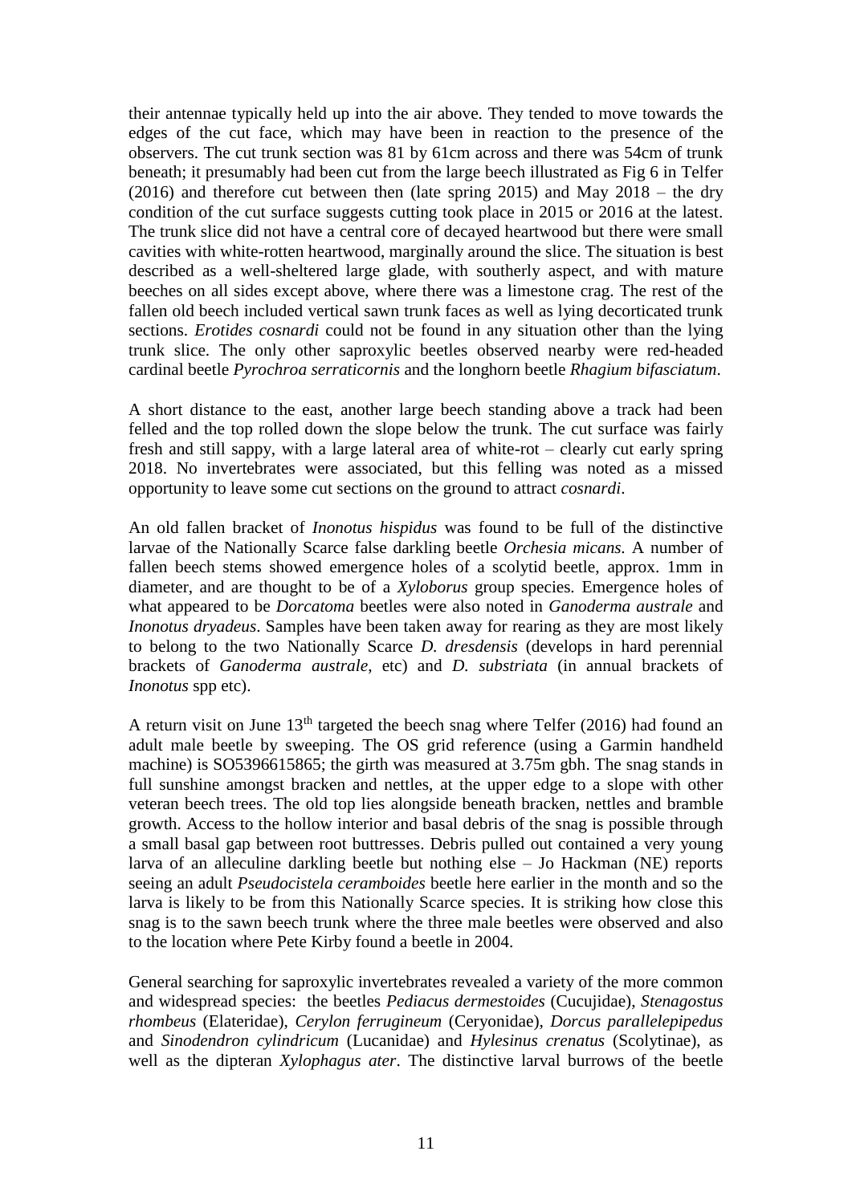their antennae typically held up into the air above. They tended to move towards the edges of the cut face, which may have been in reaction to the presence of the observers. The cut trunk section was 81 by 61cm across and there was 54cm of trunk beneath; it presumably had been cut from the large beech illustrated as Fig 6 in Telfer (2016) and therefore cut between then (late spring 2015) and May 2018 – the dry condition of the cut surface suggests cutting took place in 2015 or 2016 at the latest. The trunk slice did not have a central core of decayed heartwood but there were small cavities with white-rotten heartwood, marginally around the slice. The situation is best described as a well-sheltered large glade, with southerly aspect, and with mature beeches on all sides except above, where there was a limestone crag. The rest of the fallen old beech included vertical sawn trunk faces as well as lying decorticated trunk sections. *Erotides cosnardi* could not be found in any situation other than the lying trunk slice. The only other saproxylic beetles observed nearby were red-headed cardinal beetle *Pyrochroa serraticornis* and the longhorn beetle *Rhagium bifasciatum*.

A short distance to the east, another large beech standing above a track had been felled and the top rolled down the slope below the trunk. The cut surface was fairly fresh and still sappy, with a large lateral area of white-rot – clearly cut early spring 2018. No invertebrates were associated, but this felling was noted as a missed opportunity to leave some cut sections on the ground to attract *cosnardi*.

An old fallen bracket of *Inonotus hispidus* was found to be full of the distinctive larvae of the Nationally Scarce false darkling beetle *Orchesia micans*. A number of fallen beech stems showed emergence holes of a scolytid beetle, approx. 1mm in diameter, and are thought to be of a *Xyloborus* group species. Emergence holes of what appeared to be *Dorcatoma* beetles were also noted in *Ganoderma australe* and *Inonotus dryadeus*. Samples have been taken away for rearing as they are most likely to belong to the two Nationally Scarce *D. dresdensis* (develops in hard perennial brackets of *Ganoderma australe*, etc) and *D. substriata* (in annual brackets of *Inonotus* spp etc).

A return visit on June 13th targeted the beech snag where Telfer (2016) had found an adult male beetle by sweeping. The OS grid reference (using a Garmin handheld machine) is SO5396615865; the girth was measured at 3.75m gbh. The snag stands in full sunshine amongst bracken and nettles, at the upper edge to a slope with other veteran beech trees. The old top lies alongside beneath bracken, nettles and bramble growth. Access to the hollow interior and basal debris of the snag is possible through a small basal gap between root buttresses. Debris pulled out contained a very young larva of an alleculine darkling beetle but nothing else – Jo Hackman (NE) reports seeing an adult *Pseudocistela ceramboides* beetle here earlier in the month and so the larva is likely to be from this Nationally Scarce species. It is striking how close this snag is to the sawn beech trunk where the three male beetles were observed and also to the location where Pete Kirby found a beetle in 2004.

General searching for saproxylic invertebrates revealed a variety of the more common and widespread species: the beetles *Pediacus dermestoides* (Cucujidae), *Stenagostus rhombeus* (Elateridae), *Cerylon ferrugineum* (Ceryonidae), *Dorcus parallelepipedus* and *Sinodendron cylindricum* (Lucanidae) and *Hylesinus crenatus* (Scolytinae), as well as the dipteran *Xylophagus ater*. The distinctive larval burrows of the beetle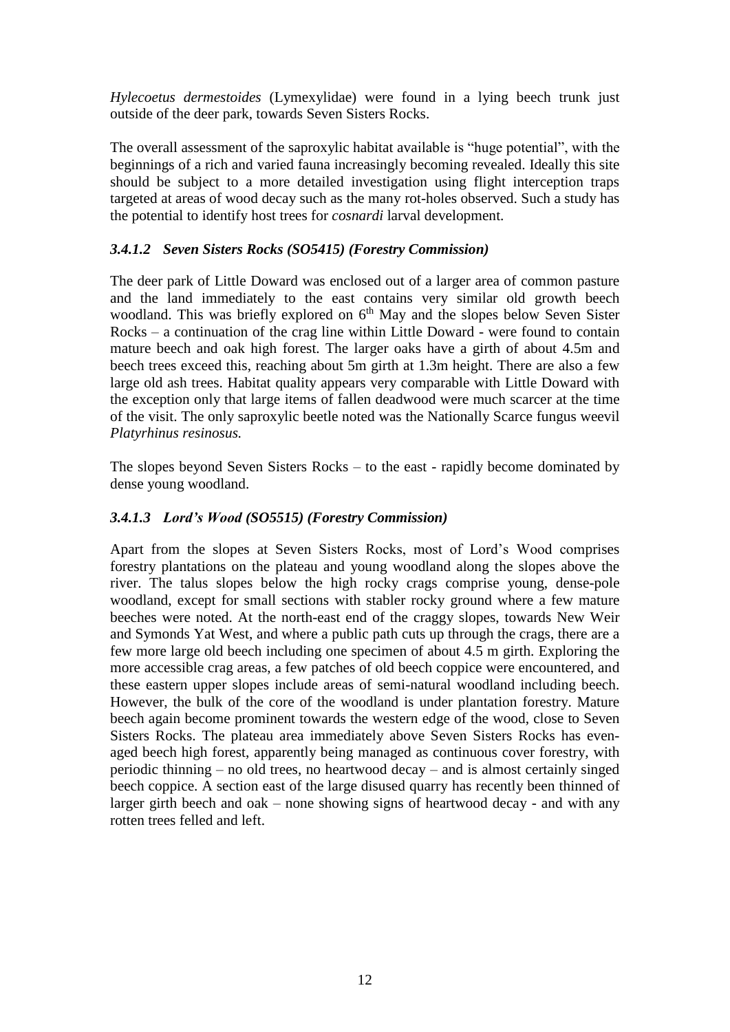*Hylecoetus dermestoides* (Lymexylidae) were found in a lying beech trunk just outside of the deer park, towards Seven Sisters Rocks.

The overall assessment of the saproxylic habitat available is "huge potential", with the beginnings of a rich and varied fauna increasingly becoming revealed. Ideally this site should be subject to a more detailed investigation using flight interception traps targeted at areas of wood decay such as the many rot-holes observed. Such a study has the potential to identify host trees for *cosnardi* larval development.

#### *3.4.1.2 Seven Sisters Rocks (SO5415) (Forestry Commission)*

The deer park of Little Doward was enclosed out of a larger area of common pasture and the land immediately to the east contains very similar old growth beech woodland. This was briefly explored on 6th May and the slopes below Seven Sister Rocks – a continuation of the crag line within Little Doward - were found to contain mature beech and oak high forest. The larger oaks have a girth of about 4.5m and beech trees exceed this, reaching about 5m girth at 1.3m height. There are also a few large old ash trees. Habitat quality appears very comparable with Little Doward with the exception only that large items of fallen deadwood were much scarcer at the time of the visit. The only saproxylic beetle noted was the Nationally Scarce fungus weevil *Platyrhinus resinosus.*

The slopes beyond Seven Sisters Rocks – to the east - rapidly become dominated by dense young woodland.

#### *3.4.1.3 Lord's Wood (SO5515) (Forestry Commission)*

Apart from the slopes at Seven Sisters Rocks, most of Lord's Wood comprises forestry plantations on the plateau and young woodland along the slopes above the river. The talus slopes below the high rocky crags comprise young, dense-pole woodland, except for small sections with stabler rocky ground where a few mature beeches were noted. At the north-east end of the craggy slopes, towards New Weir and Symonds Yat West, and where a public path cuts up through the crags, there are a few more large old beech including one specimen of about 4.5 m girth. Exploring the more accessible crag areas, a few patches of old beech coppice were encountered, and these eastern upper slopes include areas of semi-natural woodland including beech. However, the bulk of the core of the woodland is under plantation forestry. Mature beech again become prominent towards the western edge of the wood, close to Seven Sisters Rocks. The plateau area immediately above Seven Sisters Rocks has even-aged beech high forest, apparently being managed as continuous cover forestry, with periodic thinning – no old trees, no heartwood decay – and is almost certainly singed beech coppice. A section east of the large disused quarry has recently been thinned of larger girth beech and oak – none showing signs of heartwood decay - and with any rotten trees felled and left.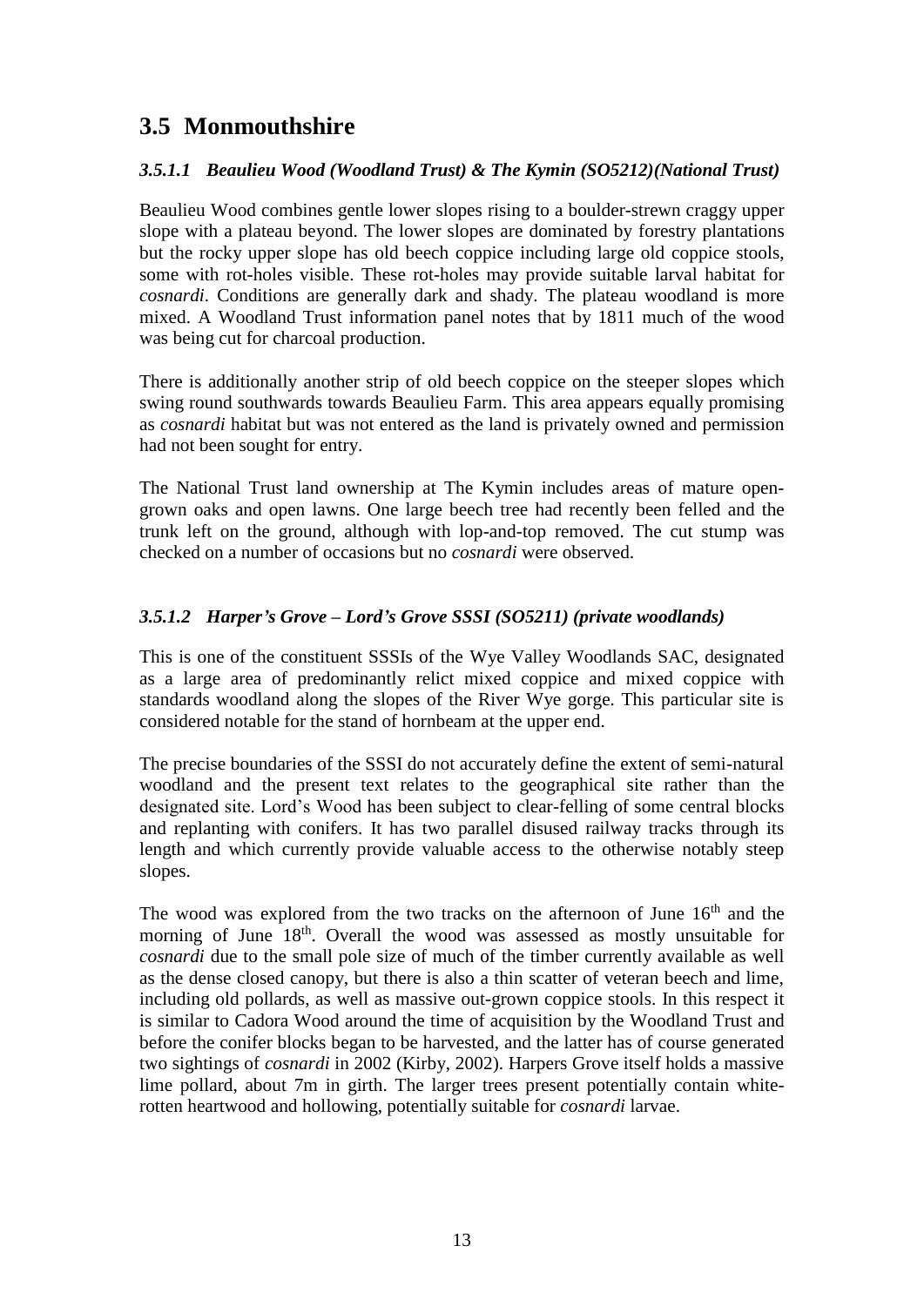## 3.5 Monmouthshire

### *3.5.1.1 Beaulieu Wood (Woodland Trust) & The Kymin (SO5212)(National Trust)*

Beaulieu Wood combines gentle lower slopes rising to a boulder-strewn craggy upper slope with a plateau beyond. The lower slopes are dominated by forestry plantations but the rocky upper slope has old beech coppice including large old coppice stools, some with rot-holes visible. These rot-holes may provide suitable larval habitat for *cosnardi*. Conditions are generally dark and shady. The plateau woodland is more mixed. A Woodland Trust information panel notes that by 1811 much of the wood was being cut for charcoal production.

There is additionally another strip of old beech coppice on the steeper slopes which swing round southwards towards Beaulieu Farm. This area appears equally promising as *cosnardi* habitat but was not entered as the land is privately owned and permission had not been sought for entry.

The National Trust land ownership at The Kymin includes areas of mature open-grown oaks and open lawns. One large beech tree had recently been felled and the trunk left on the ground, although with lop-and-top removed. The cut stump was checked on a number of occasions but no *cosnardi* were observed.

### *3.5.1.2 Harper's Grove – Lord's Grove SSSI (SO5211) (private woodlands)*

This is one of the constituent SSSIs of the Wye Valley Woodlands SAC, designated as a large area of predominantly relict mixed coppice and mixed coppice with standards woodland along the slopes of the River Wye gorge. This particular site is considered notable for the stand of hornbeam at the upper end.

The precise boundaries of the SSSI do not accurately define the extent of semi-natural woodland and the present text relates to the geographical site rather than the designated site. Lord's Wood has been subject to clear-felling of some central blocks and replanting with conifers. It has two parallel disused railway tracks through its length and which currently provide valuable access to the otherwise notably steep slopes.

The wood was explored from the two tracks on the afternoon of June 16th and the morning of June 18th. Overall the wood was assessed as mostly unsuitable for *cosnardi* due to the small pole size of much of the timber currently available as well as the dense closed canopy, but there is also a thin scatter of veteran beech and lime, including old pollards, as well as massive out-grown coppice stools. In this respect it is similar to Cadora Wood around the time of acquisition by the Woodland Trust and before the conifer blocks began to be harvested, and the latter has of course generated two sightings of *cosnardi* in 2002 (Kirby, 2002). Harpers Grove itself holds a massive lime pollard, about 7m in girth. The larger trees present potentially contain white-rotten heartwood and hollowing, potentially suitable for *cosnardi* larvae.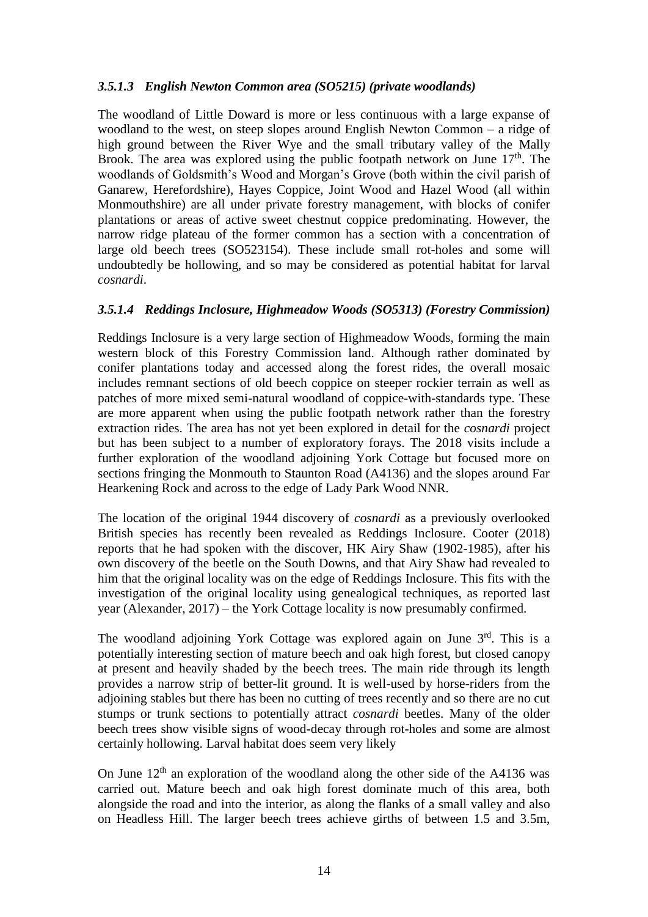### *3.5.1.3 English Newton Common area (SO5215) (private woodlands)*

The woodland of Little Doward is more or less continuous with a large expanse of woodland to the west, on steep slopes around English Newton Common – a ridge of high ground between the River Wye and the small tributary valley of the Mally Brook. The area was explored using the public footpath network on June 17th. The woodlands of Goldsmith's Wood and Morgan's Grove (both within the civil parish of Ganarew, Herefordshire), Hayes Coppice, Joint Wood and Hazel Wood (all within Monmouthshire) are all under private forestry management, with blocks of conifer plantations or areas of active sweet chestnut coppice predominating. However, the narrow ridge plateau of the former common has a section with a concentration of large old beech trees (SO523154). These include small rot-holes and some will undoubtedly be hollowing, and so may be considered as potential habitat for larval *cosnardi*.

### *3.5.1.4 Reddings Inclosure, Highmeadow Woods (SO5313) (Forestry Commission)*

Reddings Inclosure is a very large section of Highmeadow Woods, forming the main western block of this Forestry Commission land. Although rather dominated by conifer plantations today and accessed along the forest rides, the overall mosaic includes remnant sections of old beech coppice on steeper rockier terrain as well as patches of more mixed semi-natural woodland of coppice-with-standards type. These are more apparent when using the public footpath network rather than the forestry extraction rides. The area has not yet been explored in detail for the *cosnardi* project but has been subject to a number of exploratory forays. The 2018 visits include a further exploration of the woodland adjoining York Cottage but focused more on sections fringing the Monmouth to Staunton Road (A4136) and the slopes around Far Hearkening Rock and across to the edge of Lady Park Wood NNR.

The location of the original 1944 discovery of *cosnardi* as a previously overlooked British species has recently been revealed as Reddings Inclosure. Cooter (2018) reports that he had spoken with the discover, HK Airy Shaw (1902-1985), after his own discovery of the beetle on the South Downs, and that Airy Shaw had revealed to him that the original locality was on the edge of Reddings Inclosure. This fits with the investigation of the original locality using genealogical techniques, as reported last year (Alexander, 2017) – the York Cottage locality is now presumably confirmed.

The woodland adjoining York Cottage was explored again on June 3rd. This is a potentially interesting section of mature beech and oak high forest, but closed canopy at present and heavily shaded by the beech trees. The main ride through its length provides a narrow strip of better-lit ground. It is well-used by horse-riders from the adjoining stables but there has been no cutting of trees recently and so there are no cut stumps or trunk sections to potentially attract *cosnardi* beetles. Many of the older beech trees show visible signs of wood-decay through rot-holes and some are almost certainly hollowing. Larval habitat does seem very likely

On June 12th an exploration of the woodland along the other side of the A4136 was carried out. Mature beech and oak high forest dominate much of this area, both alongside the road and into the interior, as along the flanks of a small valley and also on Headless Hill. The larger beech trees achieve girths of between 1.5 and 3.5m,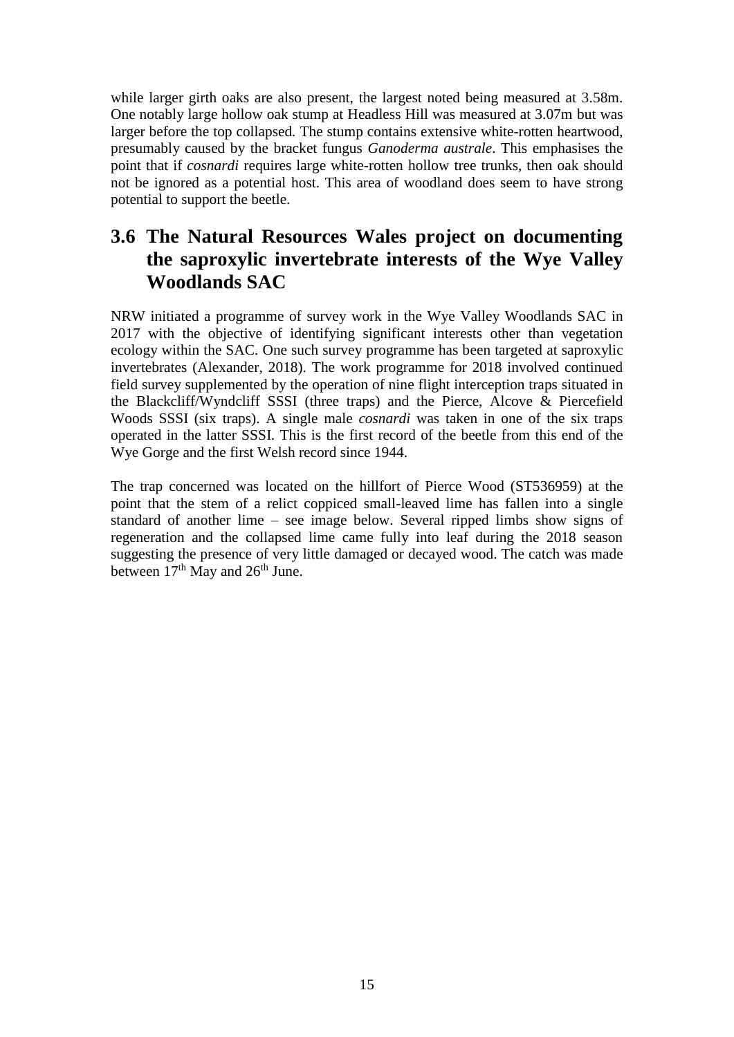while larger girth oaks are also present, the largest noted being measured at 3.58m. One notably large hollow oak stump at Headless Hill was measured at 3.07m but was larger before the top collapsed. The stump contains extensive white-rotten heartwood, presumably caused by the bracket fungus *Ganoderma australe*. This emphasises the point that if *cosnardi* requires large white-rotten hollow tree trunks, then oak should not be ignored as a potential host. This area of woodland does seem to have strong potential to support the beetle.

## 3.6 The Natural Resources Wales project on documenting the saproxylic invertebrate interests of the Wye Valley Woodlands SAC

NRW initiated a programme of survey work in the Wye Valley Woodlands SAC in 2017 with the objective of identifying significant interests other than vegetation ecology within the SAC. One such survey programme has been targeted at saproxylic invertebrates (Alexander, 2018). The work programme for 2018 involved continued field survey supplemented by the operation of nine flight interception traps situated in the Blackcliff/Wyndcliff SSSI (three traps) and the Pierce, Alcove & Piercefield Woods SSSI (six traps). A single male *cosnardi* was taken in one of the six traps operated in the latter SSSI. This is the first record of the beetle from this end of the Wye Gorge and the first Welsh record since 1944.

The trap concerned was located on the hillfort of Pierce Wood (ST536959) at the point that the stem of a relict coppiced small-leaved lime has fallen into a single standard of another lime – see image below. Several ripped limbs show signs of regeneration and the collapsed lime came fully into leaf during the 2018 season suggesting the presence of very little damaged or decayed wood. The catch was made between 17th May and 26th June.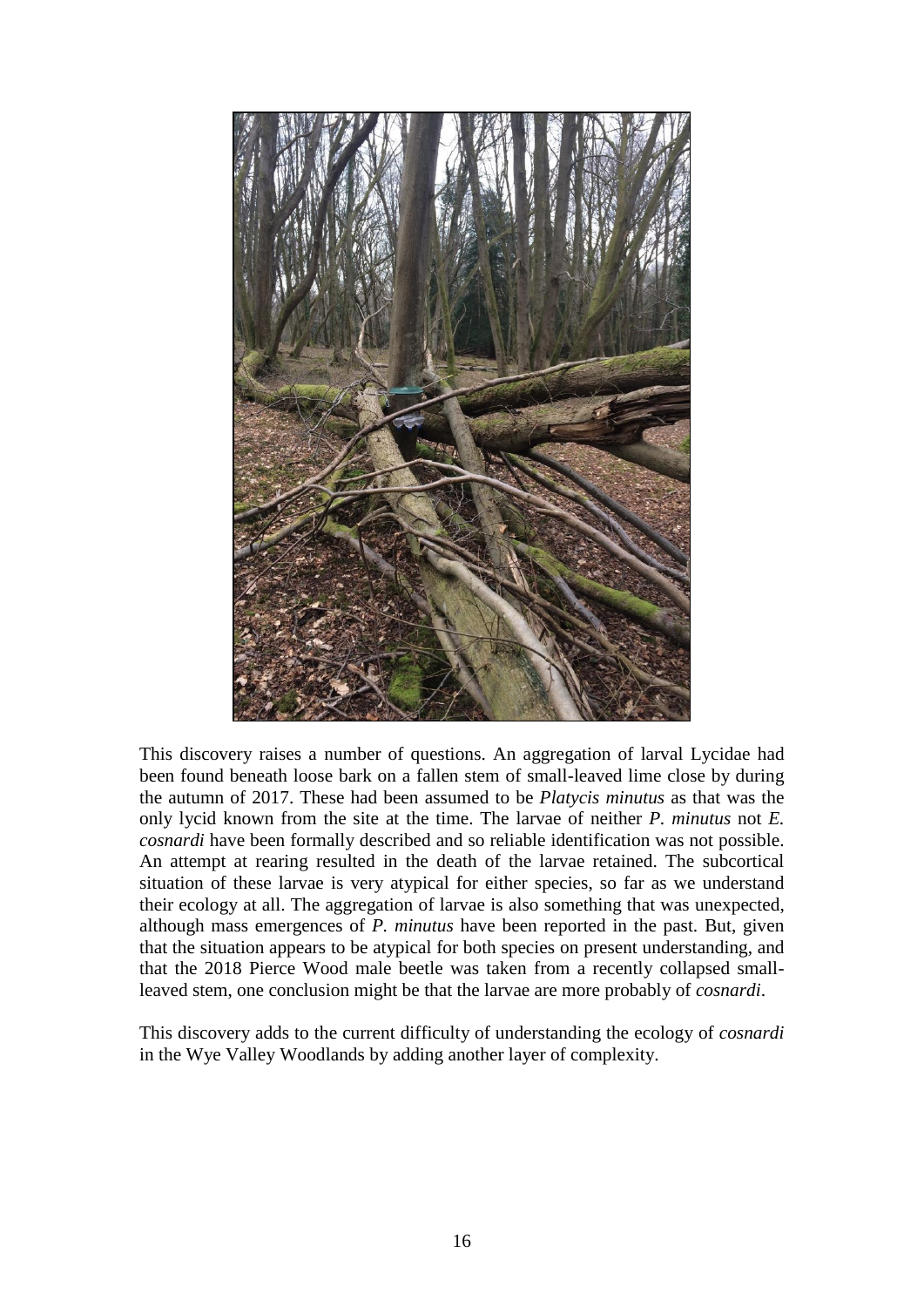This discovery raises a number of questions. An aggregation of larval Lycidae had been found beneath loose bark on a fallen stem of small-leaved lime close by during the autumn of 2017. These had been assumed to be *Platycis minutus* as that was the only lycid known from the site at the time. The larvae of neither *P. minutus* not *E. cosnardi* have been formally described and so reliable identification was not possible. An attempt at rearing resulted in the death of the larvae retained. The subcortical situation of these larvae is very atypical for either species, so far as we understand their ecology at all. The aggregation of larvae is also something that was unexpected, although mass emergences of *P. minutus* have been reported in the past. But, given that the situation appears to be atypical for both species on present understanding, and that the 2018 Pierce Wood male beetle was taken from a recently collapsed small-leaved stem, one conclusion might be that the larvae are more probably of *cosnardi*.

This discovery adds to the current difficulty of understanding the ecology of *cosnardi* in the Wye Valley Woodlands by adding another layer of complexity.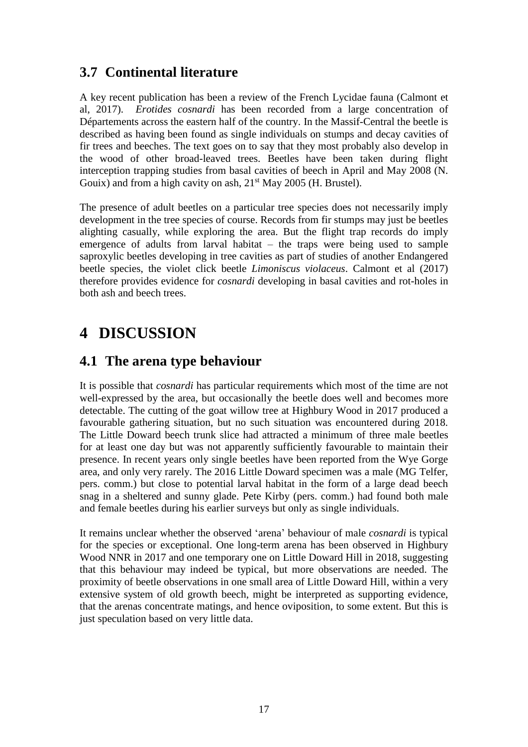## 3.7 Continental literature

A key recent publication has been a review of the French Lycidae fauna (Calmont et al, 2017). *Erotides cosnardi* has been recorded from a large concentration of Départements across the eastern half of the country. In the Massif-Central the beetle is described as having been found as single individuals on stumps and decay cavities of fir trees and beeches. The text goes on to say that they most probably also develop in the wood of other broad-leaved trees. Beetles have been taken during flight interception trapping studies from basal cavities of beech in April and May 2008 (N. Gouix) and from a high cavity on ash, 21st May 2005 (H. Brustel).

The presence of adult beetles on a particular tree species does not necessarily imply development in the tree species of course. Records from fir stumps may just be beetles alighting casually, while exploring the area. But the flight trap records do imply emergence of adults from larval habitat – the traps were being used to sample saproxylic beetles developing in tree cavities as part of studies of another Endangered beetle species, the violet click beetle *Limoniscus violaceus*. Calmont et al (2017) therefore provides evidence for *cosnardi* developing in basal cavities and rot-holes in both ash and beech trees.

# 4 DISCUSSION

## 4.1 The arena type behaviour

It is possible that *cosnardi* has particular requirements which most of the time are not well-expressed by the area, but occasionally the beetle does well and becomes more detectable. The cutting of the goat willow tree at Highbury Wood in 2017 produced a favourable gathering situation, but no such situation was encountered during 2018. The Little Doward beech trunk slice had attracted a minimum of three male beetles for at least one day but was not apparently sufficiently favourable to maintain their presence. In recent years only single beetles have been reported from the Wye Gorge area, and only very rarely. The 2016 Little Doward specimen was a male (MG Telfer, pers. comm.) but close to potential larval habitat in the form of a large dead beech snag in a sheltered and sunny glade. Pete Kirby (pers. comm.) had found both male and female beetles during his earlier surveys but only as single individuals.

It remains unclear whether the observed 'arena' behaviour of male *cosnardi* is typical for the species or exceptional. One long-term arena has been observed in Highbury Wood NNR in 2017 and one temporary one on Little Doward Hill in 2018, suggesting that this behaviour may indeed be typical, but more observations are needed. The proximity of beetle observations in one small area of Little Doward Hill, within a very extensive system of old growth beech, might be interpreted as supporting evidence, that the arenas concentrate matings, and hence oviposition, to some extent. But this is just speculation based on very little data.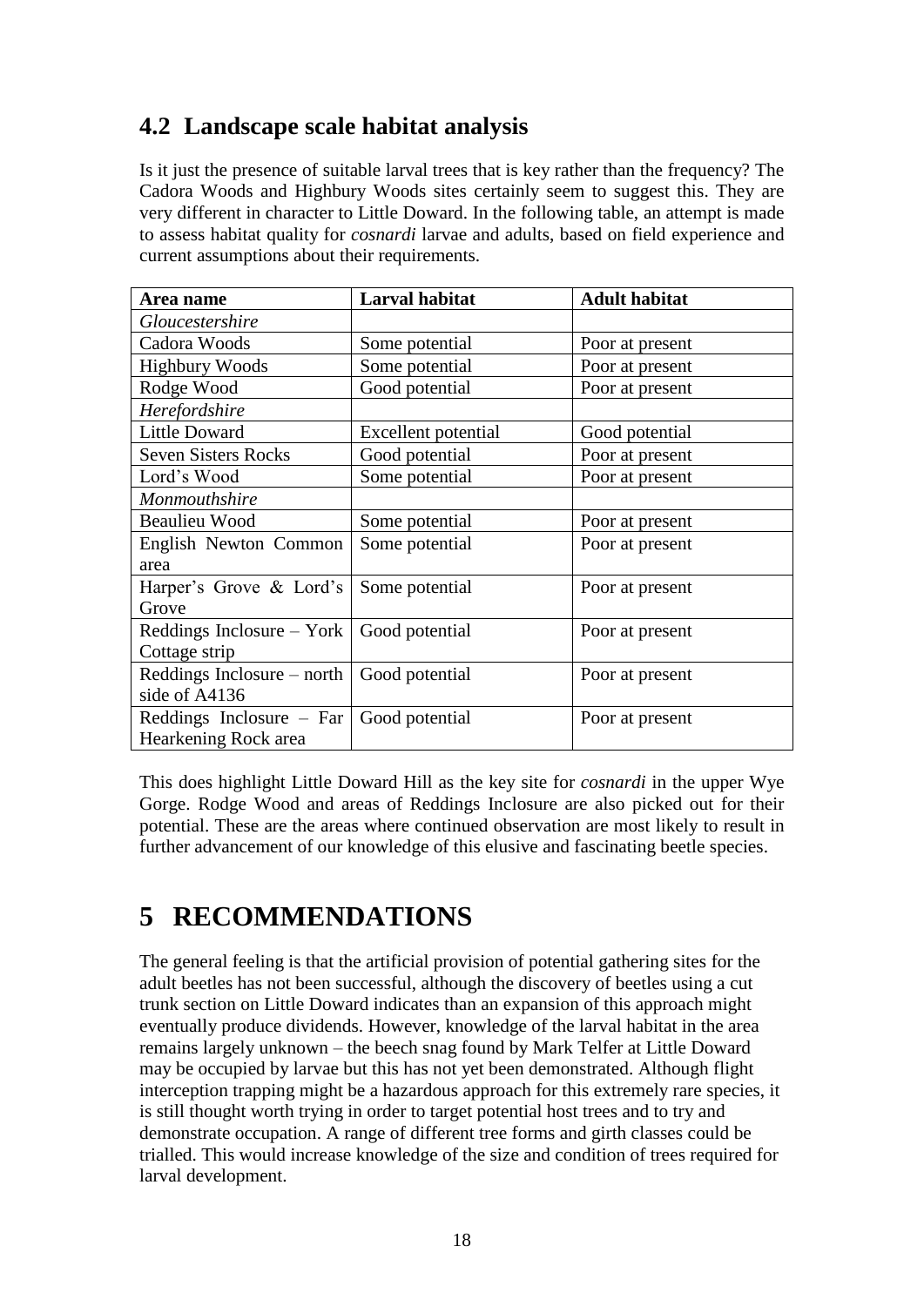## 4.2 Landscape scale habitat analysis

Is it just the presence of suitable larval trees that is key rather than the frequency? The Cadora Woods and Highbury Woods sites certainly seem to suggest this. They are very different in character to Little Doward. In the following table, an attempt is made to assess habitat quality for *cosnardi* larvae and adults, based on field experience and current assumptions about their requirements.

| Area name | Larval habitat | Adult habitat |
|---|---|---|
| *Gloucestershire* | | |
| Cadora Woods | Some potential | Poor at present |
| Highbury Woods | Some potential | Poor at present |
| Rodge Wood | Good potential | Poor at present |
| *Herefordshire* | | |
| Little Doward | Excellent potential | Good potential |
| Seven Sisters Rocks | Good potential | Poor at present |
| Lord's Wood | Some potential | Poor at present |
| *Monmouthshire* | | |
| Beaulieu Wood | Some potential | Poor at present |
| English Newton Common area | Some potential | Poor at present |
| Harper's Grove & Lord's Grove | Some potential | Poor at present |
| Reddings Inclosure – York Cottage strip | Good potential | Poor at present |
| Reddings Inclosure – north side of A4136 | Good potential | Poor at present |
| Reddings Inclosure – Far Hearkening Rock area | Good potential | Poor at present |

This does highlight Little Doward Hill as the key site for *cosnardi* in the upper Wye Gorge. Rodge Wood and areas of Reddings Inclosure are also picked out for their potential. These are the areas where continued observation are most likely to result in further advancement of our knowledge of this elusive and fascinating beetle species.

# 5 RECOMMENDATIONS

The general feeling is that the artificial provision of potential gathering sites for the adult beetles has not been successful, although the discovery of beetles using a cut trunk section on Little Doward indicates than an expansion of this approach might eventually produce dividends. However, knowledge of the larval habitat in the area remains largely unknown – the beech snag found by Mark Telfer at Little Doward may be occupied by larvae but this has not yet been demonstrated. Although flight interception trapping might be a hazardous approach for this extremely rare species, it is still thought worth trying in order to target potential host trees and to try and demonstrate occupation. A range of different tree forms and girth classes could be trialled. This would increase knowledge of the size and condition of trees required for larval development.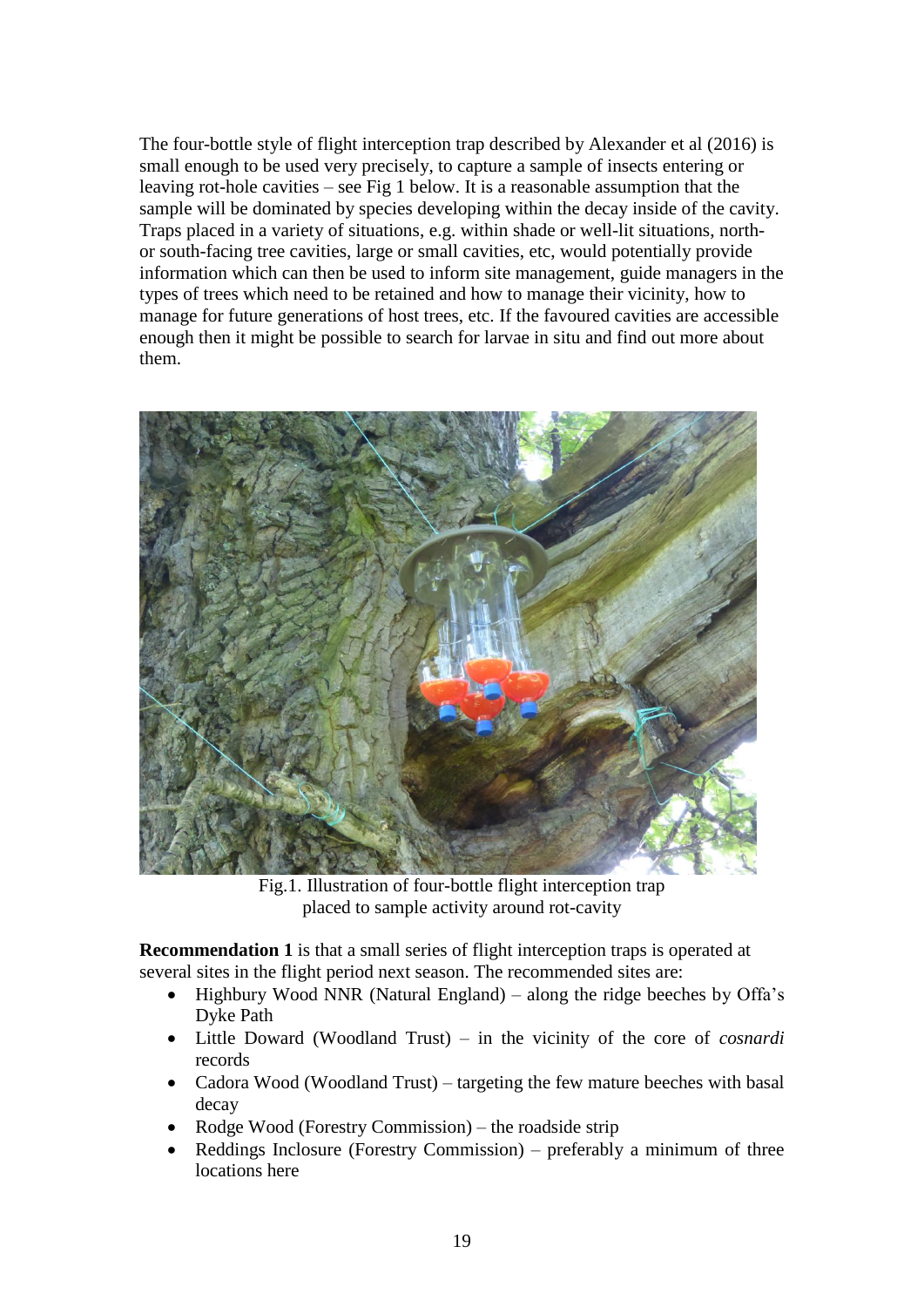The four-bottle style of flight interception trap described by Alexander et al (2016) is small enough to be used very precisely, to capture a sample of insects entering or leaving rot-hole cavities – see Fig 1 below. It is a reasonable assumption that the sample will be dominated by species developing within the decay inside of the cavity. Traps placed in a variety of situations, e.g. within shade or well-lit situations, north- or south-facing tree cavities, large or small cavities, etc, would potentially provide information which can then be used to inform site management, guide managers in the types of trees which need to be retained and how to manage their vicinity, how to manage for future generations of host trees, etc. If the favoured cavities are accessible enough then it might be possible to search for larvae in situ and find out more about them.

Fig.1. Illustration of four-bottle flight interception trap placed to sample activity around rot-cavity

**Recommendation 1** is that a small series of flight interception traps is operated at several sites in the flight period next season. The recommended sites are:

- Highbury Wood NNR (Natural England) – along the ridge beeches by Offa's Dyke Path
- Little Doward (Woodland Trust) – in the vicinity of the core of *cosnardi* records
- Cadora Wood (Woodland Trust) – targeting the few mature beeches with basal decay
- Rodge Wood (Forestry Commission) – the roadside strip
- Reddings Inclosure (Forestry Commission) – preferably a minimum of three locations here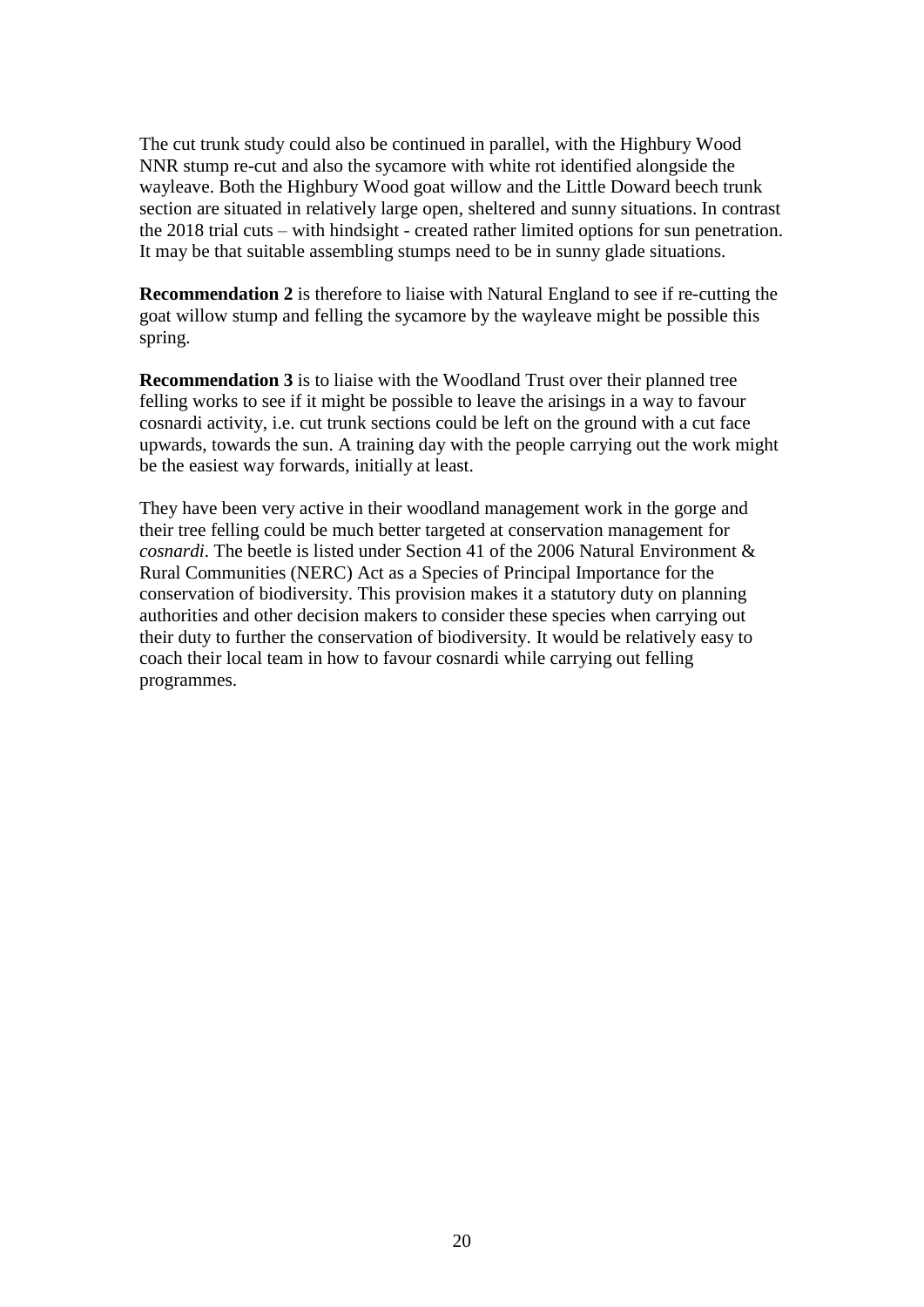The cut trunk study could also be continued in parallel, with the Highbury Wood NNR stump re-cut and also the sycamore with white rot identified alongside the wayleave. Both the Highbury Wood goat willow and the Little Doward beech trunk section are situated in relatively large open, sheltered and sunny situations. In contrast the 2018 trial cuts – with hindsight - created rather limited options for sun penetration. It may be that suitable assembling stumps need to be in sunny glade situations.

**Recommendation 2** is therefore to liaise with Natural England to see if re-cutting the goat willow stump and felling the sycamore by the wayleave might be possible this spring.

**Recommendation 3** is to liaise with the Woodland Trust over their planned tree felling works to see if it might be possible to leave the arisings in a way to favour cosnardi activity, i.e. cut trunk sections could be left on the ground with a cut face upwards, towards the sun. A training day with the people carrying out the work might be the easiest way forwards, initially at least.

They have been very active in their woodland management work in the gorge and their tree felling could be much better targeted at conservation management for *cosnardi*. The beetle is listed under Section 41 of the 2006 Natural Environment & Rural Communities (NERC) Act as a Species of Principal Importance for the conservation of biodiversity. This provision makes it a statutory duty on planning authorities and other decision makers to consider these species when carrying out their duty to further the conservation of biodiversity. It would be relatively easy to coach their local team in how to favour cosnardi while carrying out felling programmes.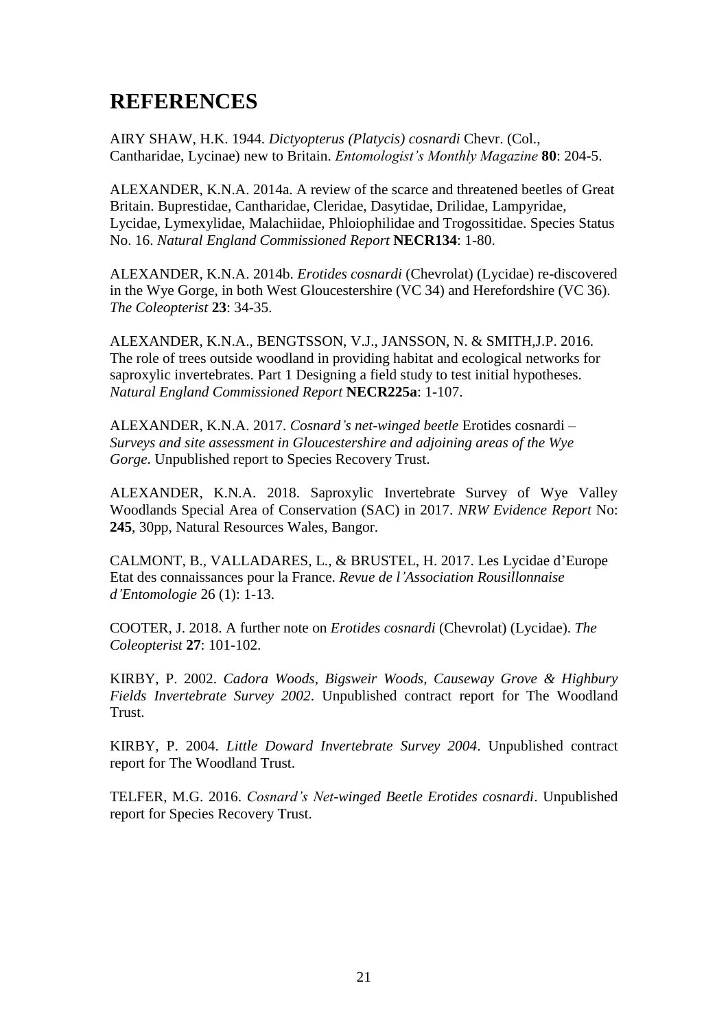# REFERENCES

AIRY SHAW, H.K. 1944. *Dictyopterus (Platycis) cosnardi* Chevr. (Col., Cantharidae, Lycinae) new to Britain. *Entomologist's Monthly Magazine* **80**: 204-5.

ALEXANDER, K.N.A. 2014a. A review of the scarce and threatened beetles of Great Britain. Buprestidae, Cantharidae, Cleridae, Dasytidae, Drilidae, Lampyridae, Lycidae, Lymexylidae, Malachiidae, Phloiophilidae and Trogossitidae. Species Status No. 16. *Natural England Commissioned Report* **NECR134**: 1-80.

ALEXANDER, K.N.A. 2014b. *Erotides cosnardi* (Chevrolat) (Lycidae) re-discovered in the Wye Gorge, in both West Gloucestershire (VC 34) and Herefordshire (VC 36). *The Coleopterist* **23**: 34-35.

ALEXANDER, K.N.A., BENGTSSON, V.J., JANSSON, N. & SMITH,J.P. 2016. The role of trees outside woodland in providing habitat and ecological networks for saproxylic invertebrates. Part 1 Designing a field study to test initial hypotheses. *Natural England Commissioned Report* **NECR225a**: 1-107.

ALEXANDER, K.N.A. 2017. *Cosnard's net-winged beetle* Erotides cosnardi – *Surveys and site assessment in Gloucestershire and adjoining areas of the Wye Gorge*. Unpublished report to Species Recovery Trust.

ALEXANDER, K.N.A. 2018. Saproxylic Invertebrate Survey of Wye Valley Woodlands Special Area of Conservation (SAC) in 2017. *NRW Evidence Report* No: **245**, 30pp, Natural Resources Wales, Bangor.

CALMONT, B., VALLADARES, L., & BRUSTEL, H. 2017. Les Lycidae d'Europe Etat des connaissances pour la France. *Revue de l'Association Rousillonnaise d'Entomologie* 26 (1): 1-13.

COOTER, J. 2018. A further note on *Erotides cosnardi* (Chevrolat) (Lycidae). *The Coleopterist* **27**: 101-102.

KIRBY, P. 2002. *Cadora Woods, Bigsweir Woods, Causeway Grove & Highbury Fields Invertebrate Survey 2002*. Unpublished contract report for The Woodland Trust.

KIRBY, P. 2004. *Little Doward Invertebrate Survey 2004*. Unpublished contract report for The Woodland Trust.

TELFER, M.G. 2016. *Cosnard's Net-winged Beetle Erotides cosnardi*. Unpublished report for Species Recovery Trust.